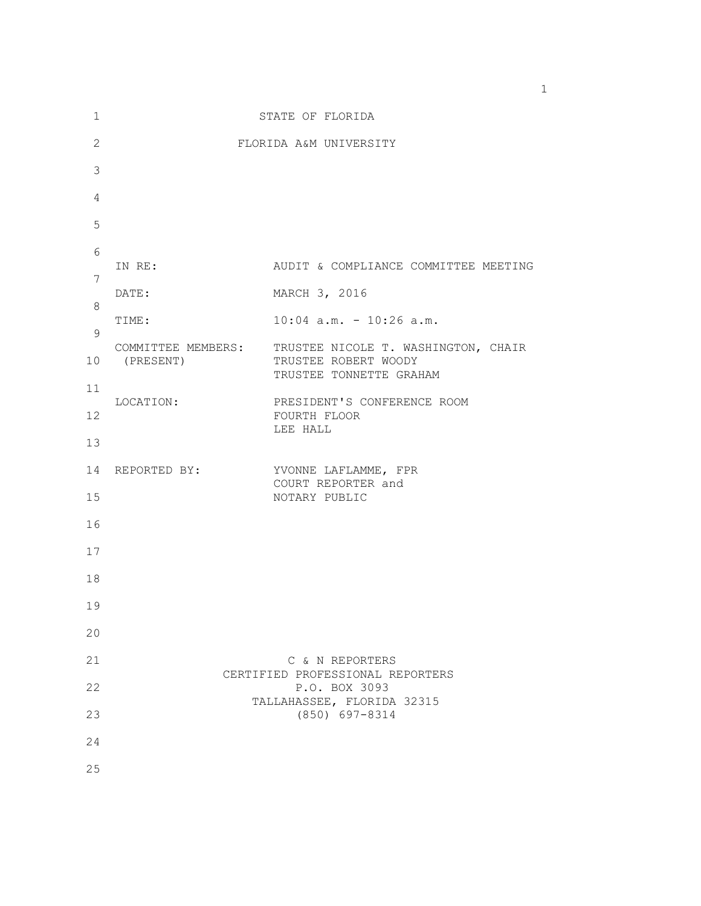STATE OF FLORIDA

FLORIDA A&M UNIVERSITY

| | |
|---|---|
| IN RE: | AUDIT & COMPLIANCE COMMITTEE MEETING |
| DATE: | MARCH 3, 2016 |
| TIME: | 10:04 a.m. - 10:26 a.m. |
| COMMITTEE MEMBERS: (PRESENT) | TRUSTEE NICOLE T. WASHINGTON, CHAIR<br>TRUSTEE ROBERT WOODY<br>TRUSTEE TONNETTE GRAHAM |
| LOCATION: | PRESIDENT'S CONFERENCE ROOM<br>FOURTH FLOOR<br>LEE HALL |
| REPORTED BY: | YVONNE LAFLAMME, FPR<br>COURT REPORTER and<br>NOTARY PUBLIC |

C & N REPORTERS
CERTIFIED PROFESSIONAL REPORTERS
P.O. BOX 3093
TALLAHASSEE, FLORIDA 32315
(850) 697-8314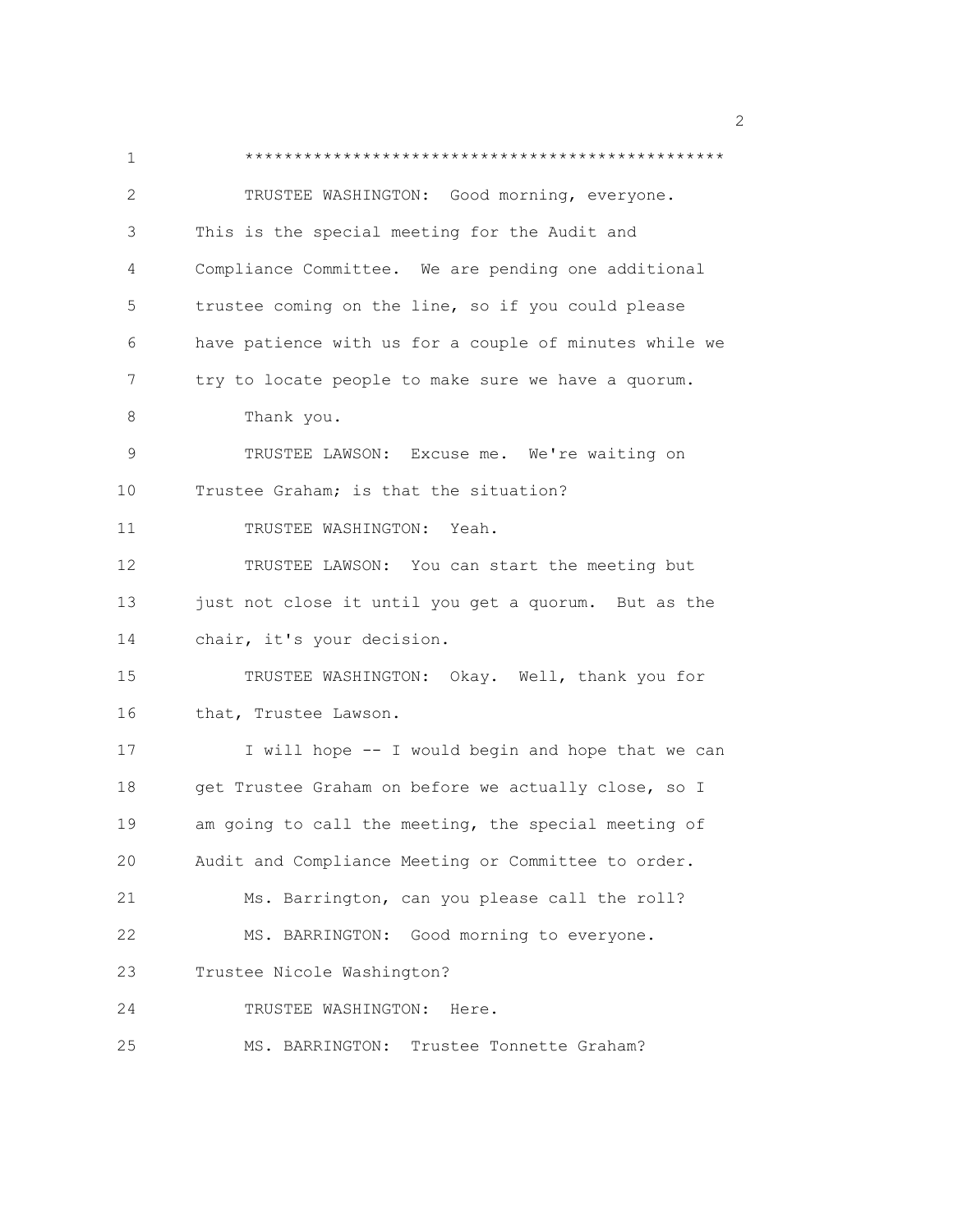\*\*\*\*\*\*\*\*\*\*\*\*\*\*\*\*\*\*\*\*\*\*\*\*\*\*\*\*\*\*\*\*\*\*\*\*\*\*\*\*\*\*\*\*\*\*\*\*

TRUSTEE WASHINGTON: Good morning, everyone. This is the special meeting for the Audit and Compliance Committee. We are pending one additional trustee coming on the line, so if you could please have patience with us for a couple of minutes while we try to locate people to make sure we have a quorum.

Thank you.

TRUSTEE LAWSON: Excuse me. We're waiting on Trustee Graham; is that the situation?

TRUSTEE WASHINGTON: Yeah.

TRUSTEE LAWSON: You can start the meeting but just not close it until you get a quorum. But as the chair, it's your decision.

TRUSTEE WASHINGTON: Okay. Well, thank you for that, Trustee Lawson.

I will hope -- I would begin and hope that we can get Trustee Graham on before we actually close, so I am going to call the meeting, the special meeting of Audit and Compliance Meeting or Committee to order.

Ms. Barrington, can you please call the roll?

MS. BARRINGTON: Good morning to everyone. Trustee Nicole Washington?

TRUSTEE WASHINGTON: Here.

MS. BARRINGTON: Trustee Tonnette Graham?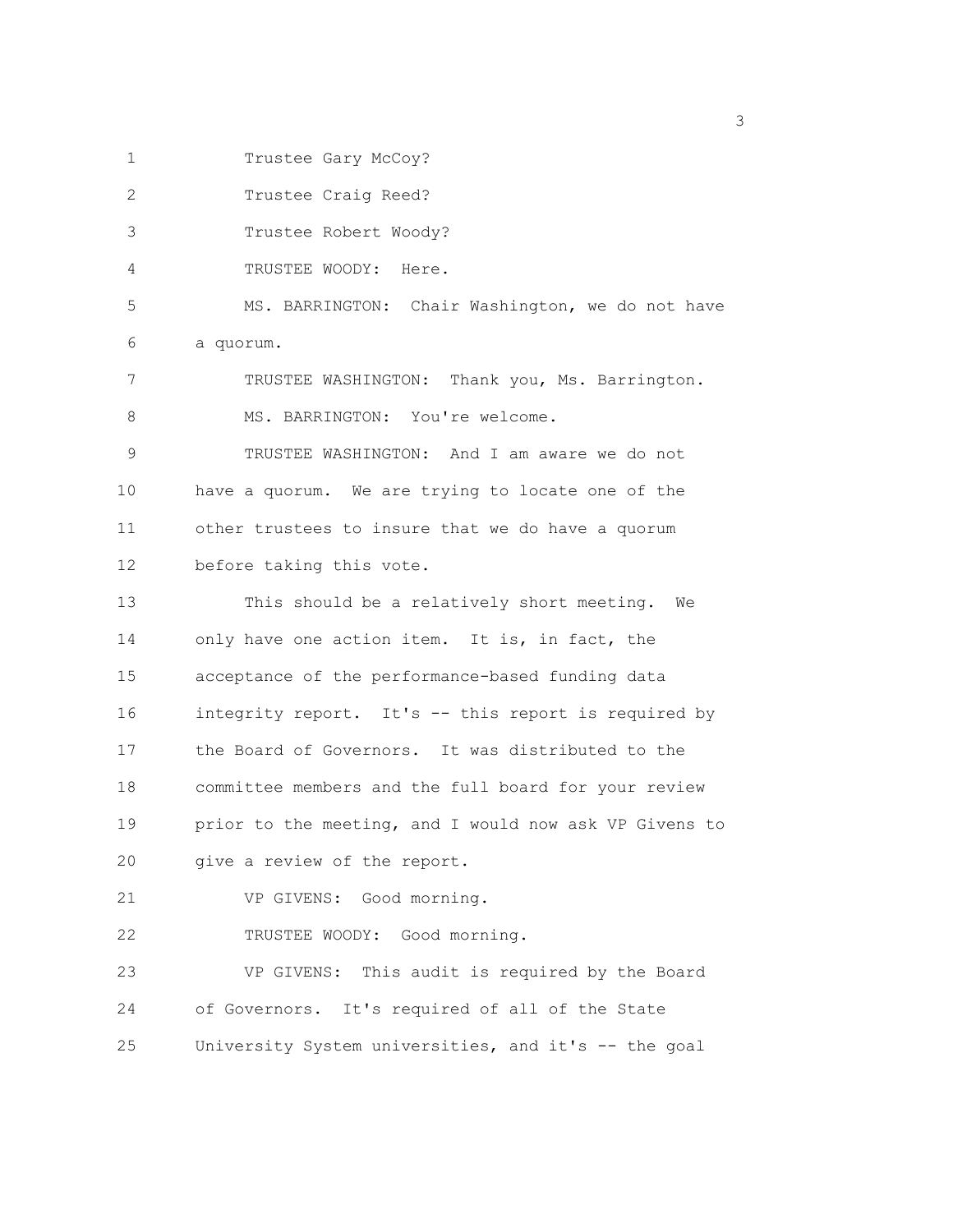Trustee Gary McCoy?

Trustee Craig Reed?

Trustee Robert Woody?

TRUSTEE WOODY: Here.

MS. BARRINGTON: Chair Washington, we do not have a quorum.

TRUSTEE WASHINGTON: Thank you, Ms. Barrington.

MS. BARRINGTON: You're welcome.

TRUSTEE WASHINGTON: And I am aware we do not have a quorum. We are trying to locate one of the other trustees to insure that we do have a quorum before taking this vote.

This should be a relatively short meeting. We only have one action item. It is, in fact, the acceptance of the performance-based funding data integrity report. It's -- this report is required by the Board of Governors. It was distributed to the committee members and the full board for your review prior to the meeting, and I would now ask VP Givens to give a review of the report.

VP GIVENS: Good morning.

TRUSTEE WOODY: Good morning.

VP GIVENS: This audit is required by the Board of Governors. It's required of all of the State University System universities, and it's -- the goal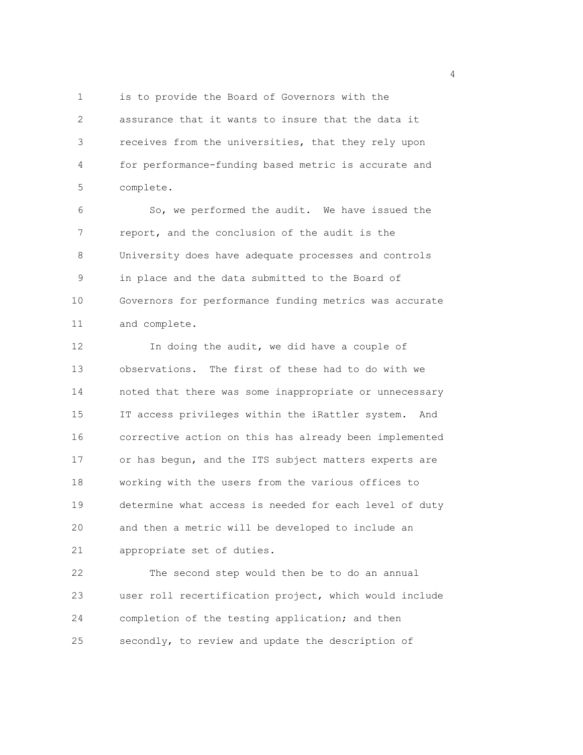is to provide the Board of Governors with the assurance that it wants to insure that the data it receives from the universities, that they rely upon for performance-funding based metric is accurate and complete.

So, we performed the audit. We have issued the report, and the conclusion of the audit is the University does have adequate processes and controls in place and the data submitted to the Board of Governors for performance funding metrics was accurate and complete.

In doing the audit, we did have a couple of observations. The first of these had to do with we noted that there was some inappropriate or unnecessary IT access privileges within the iRattler system. And corrective action on this has already been implemented or has begun, and the ITS subject matters experts are working with the users from the various offices to determine what access is needed for each level of duty and then a metric will be developed to include an appropriate set of duties.

The second step would then be to do an annual user roll recertification project, which would include completion of the testing application; and then secondly, to review and update the description of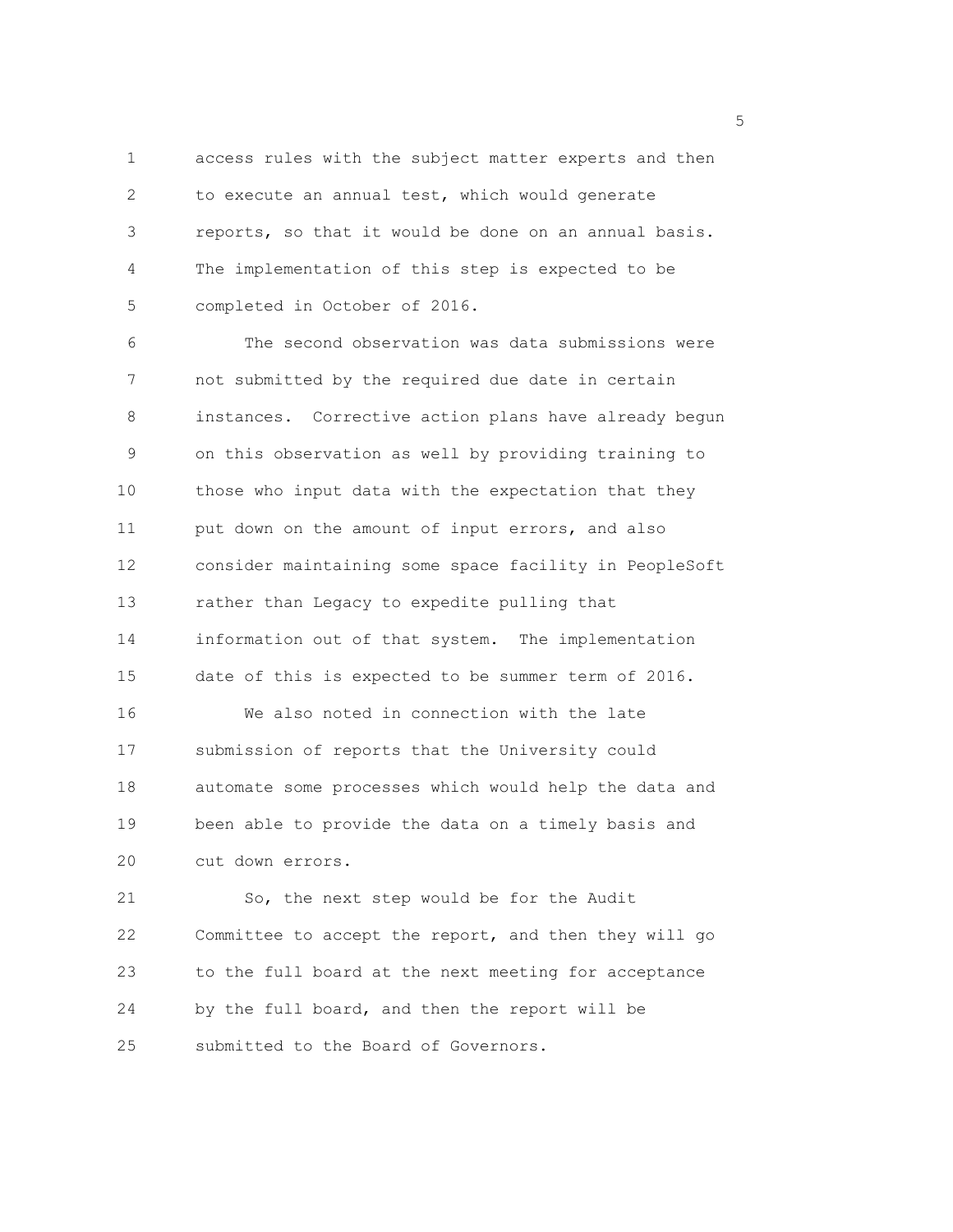access rules with the subject matter experts and then to execute an annual test, which would generate reports, so that it would be done on an annual basis. The implementation of this step is expected to be completed in October of 2016.

The second observation was data submissions were not submitted by the required due date in certain instances. Corrective action plans have already begun on this observation as well by providing training to those who input data with the expectation that they put down on the amount of input errors, and also consider maintaining some space facility in PeopleSoft rather than Legacy to expedite pulling that information out of that system. The implementation date of this is expected to be summer term of 2016.

We also noted in connection with the late submission of reports that the University could automate some processes which would help the data and been able to provide the data on a timely basis and cut down errors.

So, the next step would be for the Audit Committee to accept the report, and then they will go to the full board at the next meeting for acceptance by the full board, and then the report will be submitted to the Board of Governors.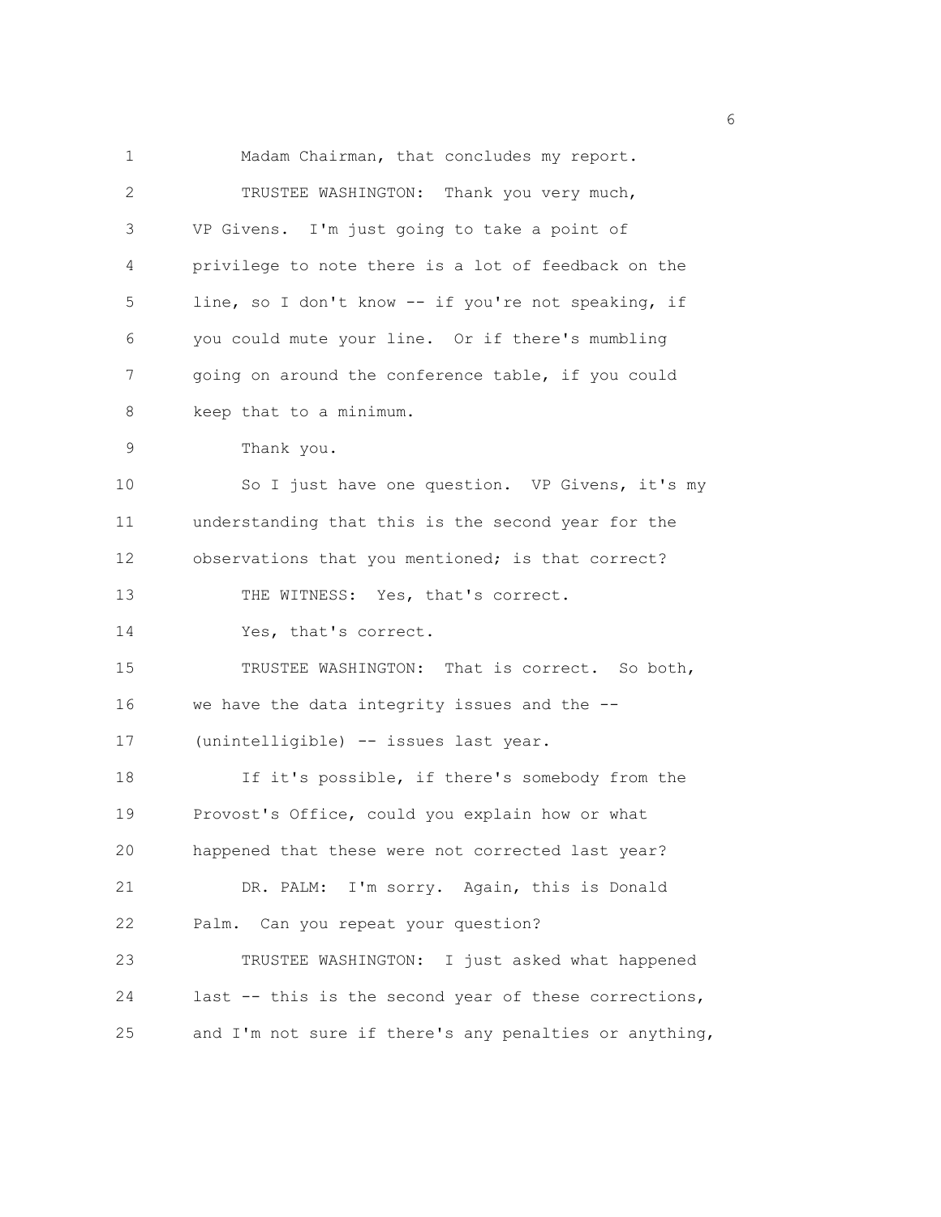Madam Chairman, that concludes my report.

TRUSTEE WASHINGTON: Thank you very much, VP Givens. I'm just going to take a point of privilege to note there is a lot of feedback on the line, so I don't know -- if you're not speaking, if you could mute your line. Or if there's mumbling going on around the conference table, if you could keep that to a minimum.

Thank you.

So I just have one question. VP Givens, it's my understanding that this is the second year for the observations that you mentioned; is that correct?

THE WITNESS: Yes, that's correct.

Yes, that's correct.

TRUSTEE WASHINGTON: That is correct. So both, we have the data integrity issues and the -- (unintelligible) -- issues last year.

If it's possible, if there's somebody from the Provost's Office, could you explain how or what happened that these were not corrected last year?

DR. PALM: I'm sorry. Again, this is Donald Palm. Can you repeat your question?

TRUSTEE WASHINGTON: I just asked what happened last -- this is the second year of these corrections, and I'm not sure if there's any penalties or anything,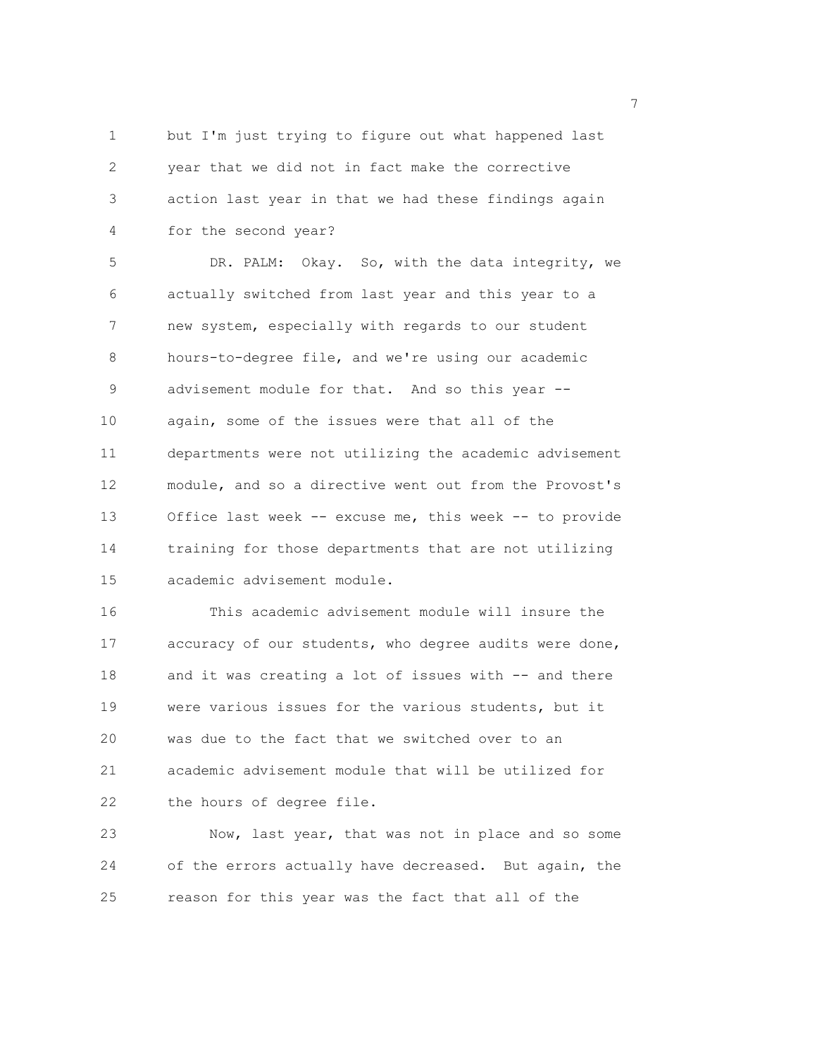but I'm just trying to figure out what happened last year that we did not in fact make the corrective action last year in that we had these findings again for the second year?

DR. PALM: Okay. So, with the data integrity, we actually switched from last year and this year to a new system, especially with regards to our student hours-to-degree file, and we're using our academic advisement module for that. And so this year -- again, some of the issues were that all of the departments were not utilizing the academic advisement module, and so a directive went out from the Provost's Office last week -- excuse me, this week -- to provide training for those departments that are not utilizing academic advisement module.

This academic advisement module will insure the accuracy of our students, who degree audits were done, and it was creating a lot of issues with -- and there were various issues for the various students, but it was due to the fact that we switched over to an academic advisement module that will be utilized for the hours of degree file.

Now, last year, that was not in place and so some of the errors actually have decreased. But again, the reason for this year was the fact that all of the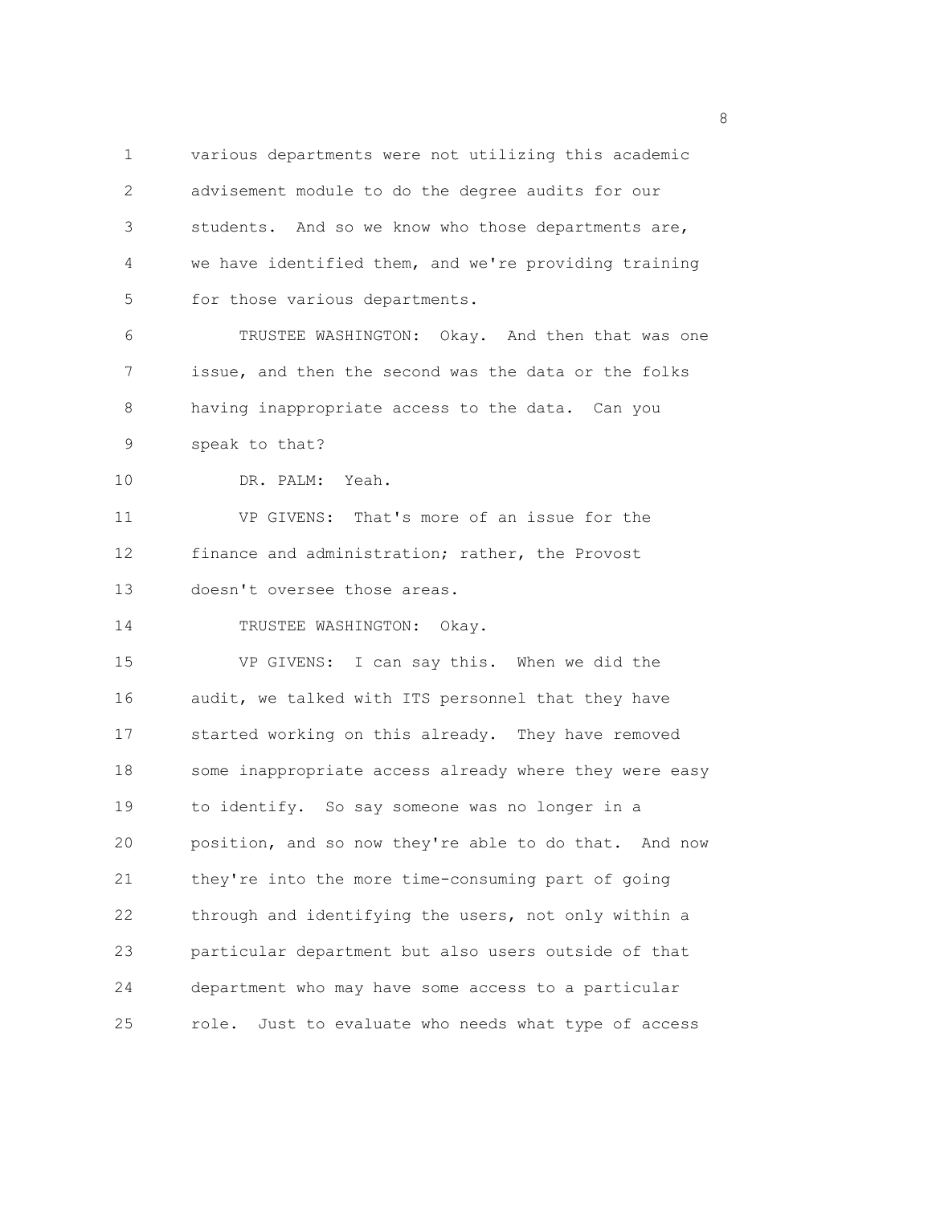various departments were not utilizing this academic advisement module to do the degree audits for our students. And so we know who those departments are, we have identified them, and we're providing training for those various departments.

TRUSTEE WASHINGTON: Okay. And then that was one issue, and then the second was the data or the folks having inappropriate access to the data. Can you speak to that?

DR. PALM: Yeah.

VP GIVENS: That's more of an issue for the finance and administration; rather, the Provost doesn't oversee those areas.

TRUSTEE WASHINGTON: Okay.

VP GIVENS: I can say this. When we did the audit, we talked with ITS personnel that they have started working on this already. They have removed some inappropriate access already where they were easy to identify. So say someone was no longer in a position, and so now they're able to do that. And now they're into the more time-consuming part of going through and identifying the users, not only within a particular department but also users outside of that department who may have some access to a particular role. Just to evaluate who needs what type of access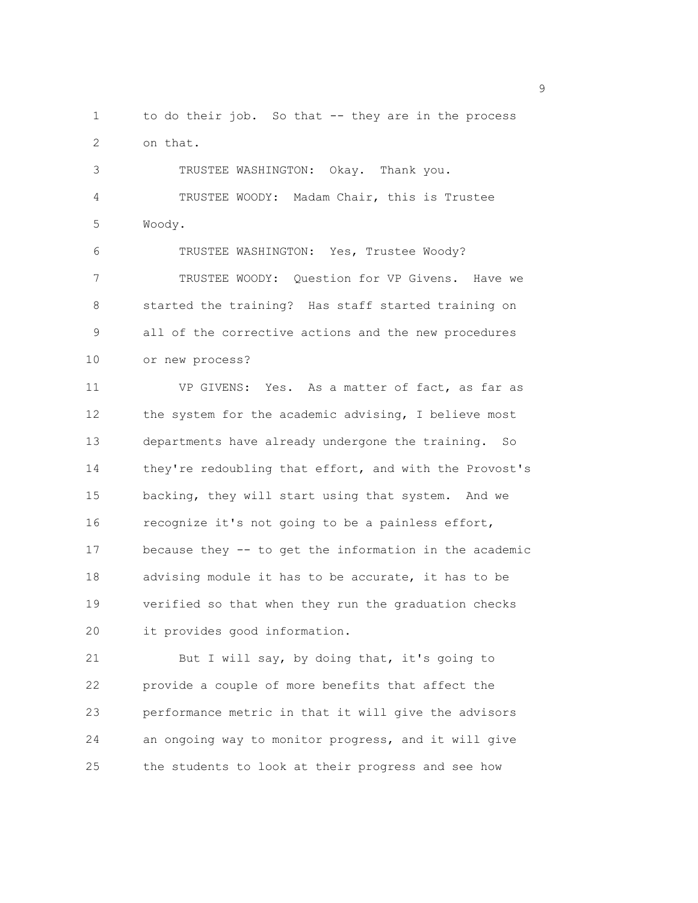to do their job. So that -- they are in the process on that.

TRUSTEE WASHINGTON: Okay. Thank you.

TRUSTEE WOODY: Madam Chair, this is Trustee Woody.

TRUSTEE WASHINGTON: Yes, Trustee Woody?

TRUSTEE WOODY: Question for VP Givens. Have we started the training? Has staff started training on all of the corrective actions and the new procedures or new process?

VP GIVENS: Yes. As a matter of fact, as far as the system for the academic advising, I believe most departments have already undergone the training. So they're redoubling that effort, and with the Provost's backing, they will start using that system. And we recognize it's not going to be a painless effort, because they -- to get the information in the academic advising module it has to be accurate, it has to be verified so that when they run the graduation checks it provides good information.

But I will say, by doing that, it's going to provide a couple of more benefits that affect the performance metric in that it will give the advisors an ongoing way to monitor progress, and it will give the students to look at their progress and see how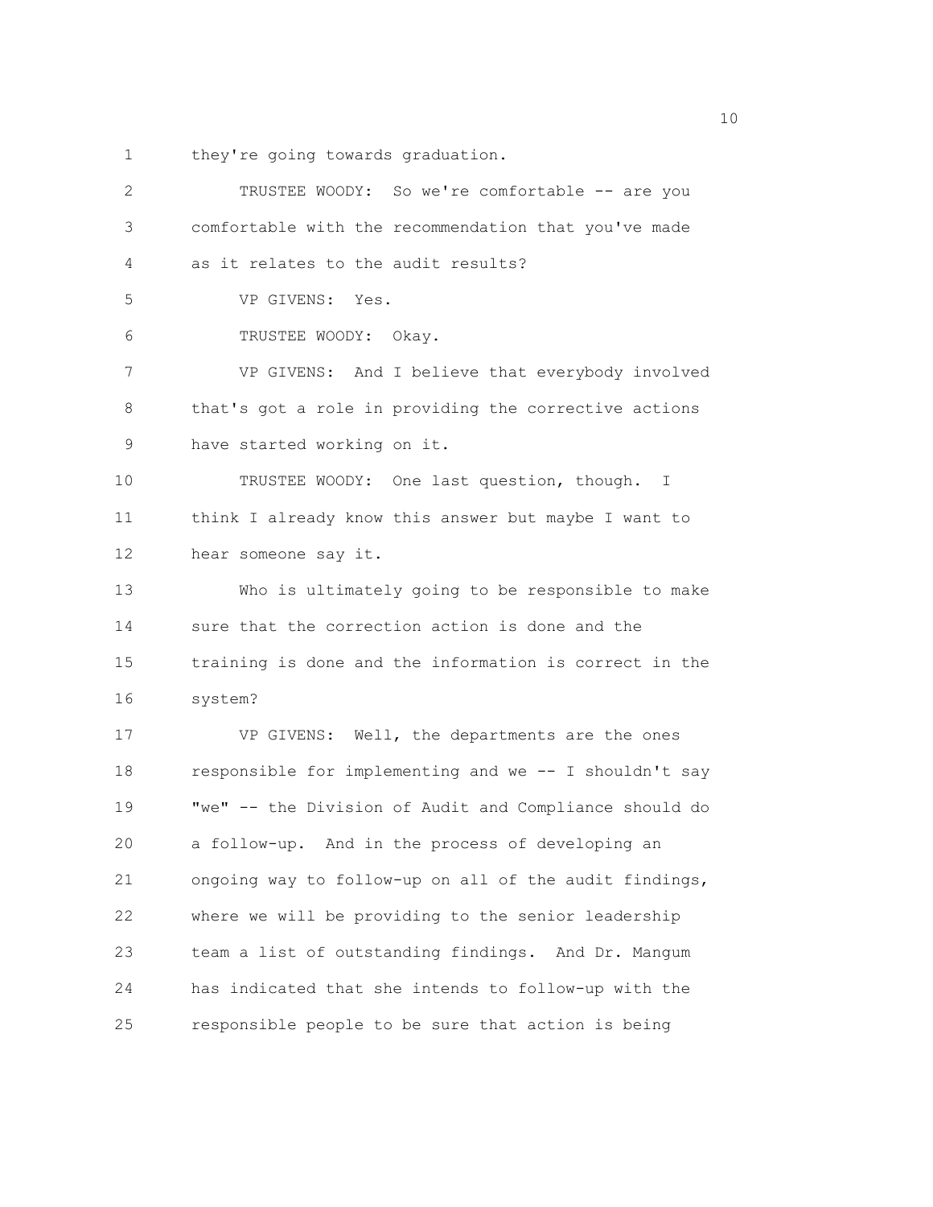they're going towards graduation.

TRUSTEE WOODY: So we're comfortable -- are you comfortable with the recommendation that you've made as it relates to the audit results?

VP GIVENS: Yes.

TRUSTEE WOODY: Okay.

VP GIVENS: And I believe that everybody involved that's got a role in providing the corrective actions have started working on it.

TRUSTEE WOODY: One last question, though. I think I already know this answer but maybe I want to hear someone say it.

Who is ultimately going to be responsible to make sure that the correction action is done and the training is done and the information is correct in the system?

VP GIVENS: Well, the departments are the ones responsible for implementing and we -- I shouldn't say "we" -- the Division of Audit and Compliance should do a follow-up. And in the process of developing an ongoing way to follow-up on all of the audit findings, where we will be providing to the senior leadership team a list of outstanding findings. And Dr. Mangum has indicated that she intends to follow-up with the responsible people to be sure that action is being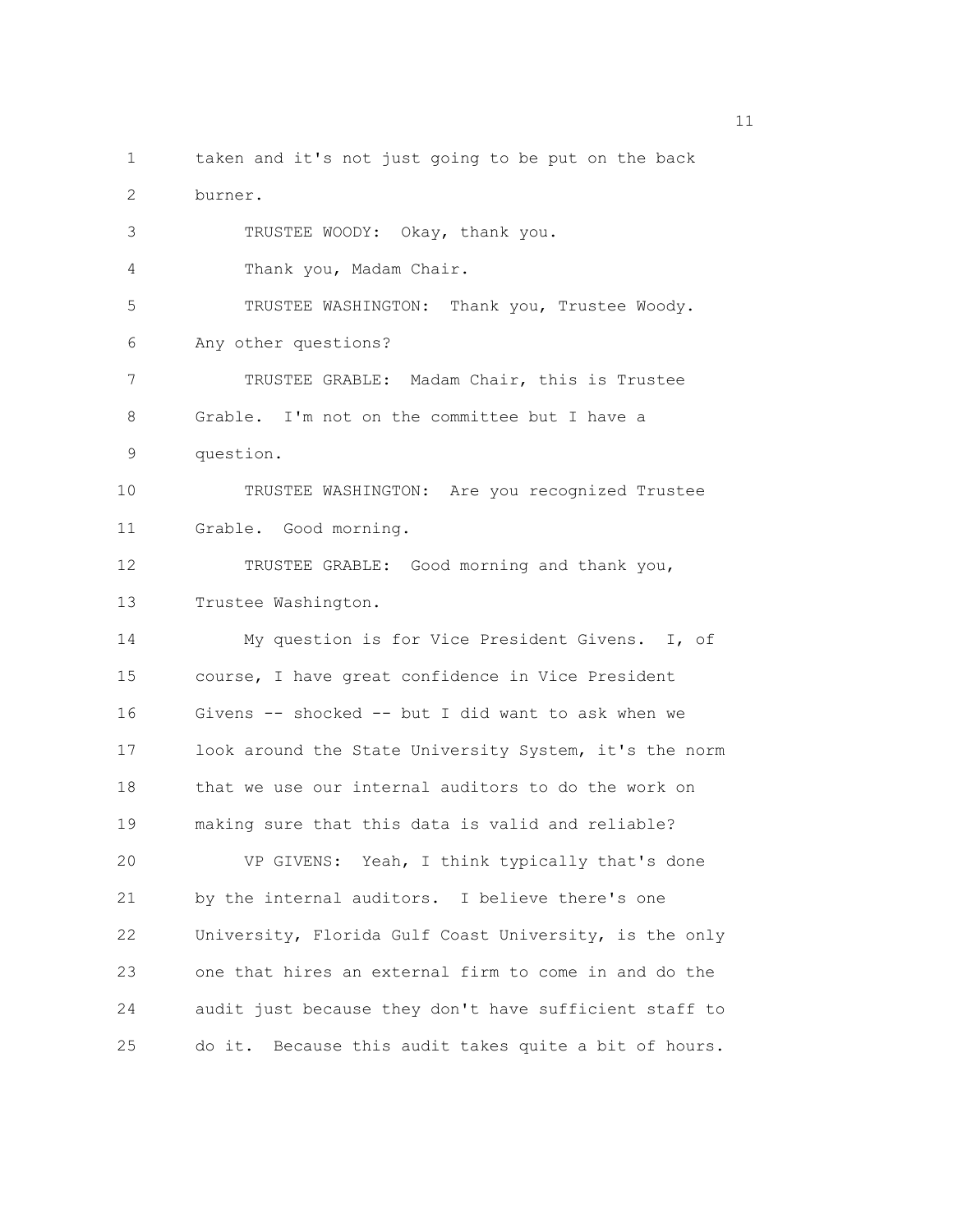taken and it's not just going to be put on the back burner.

TRUSTEE WOODY: Okay, thank you.

Thank you, Madam Chair.

TRUSTEE WASHINGTON: Thank you, Trustee Woody. Any other questions?

TRUSTEE GRABLE: Madam Chair, this is Trustee Grable. I'm not on the committee but I have a question.

TRUSTEE WASHINGTON: Are you recognized Trustee Grable. Good morning.

TRUSTEE GRABLE: Good morning and thank you, Trustee Washington.

My question is for Vice President Givens. I, of course, I have great confidence in Vice President Givens -- shocked -- but I did want to ask when we look around the State University System, it's the norm that we use our internal auditors to do the work on making sure that this data is valid and reliable?

VP GIVENS: Yeah, I think typically that's done by the internal auditors. I believe there's one University, Florida Gulf Coast University, is the only one that hires an external firm to come in and do the audit just because they don't have sufficient staff to do it. Because this audit takes quite a bit of hours.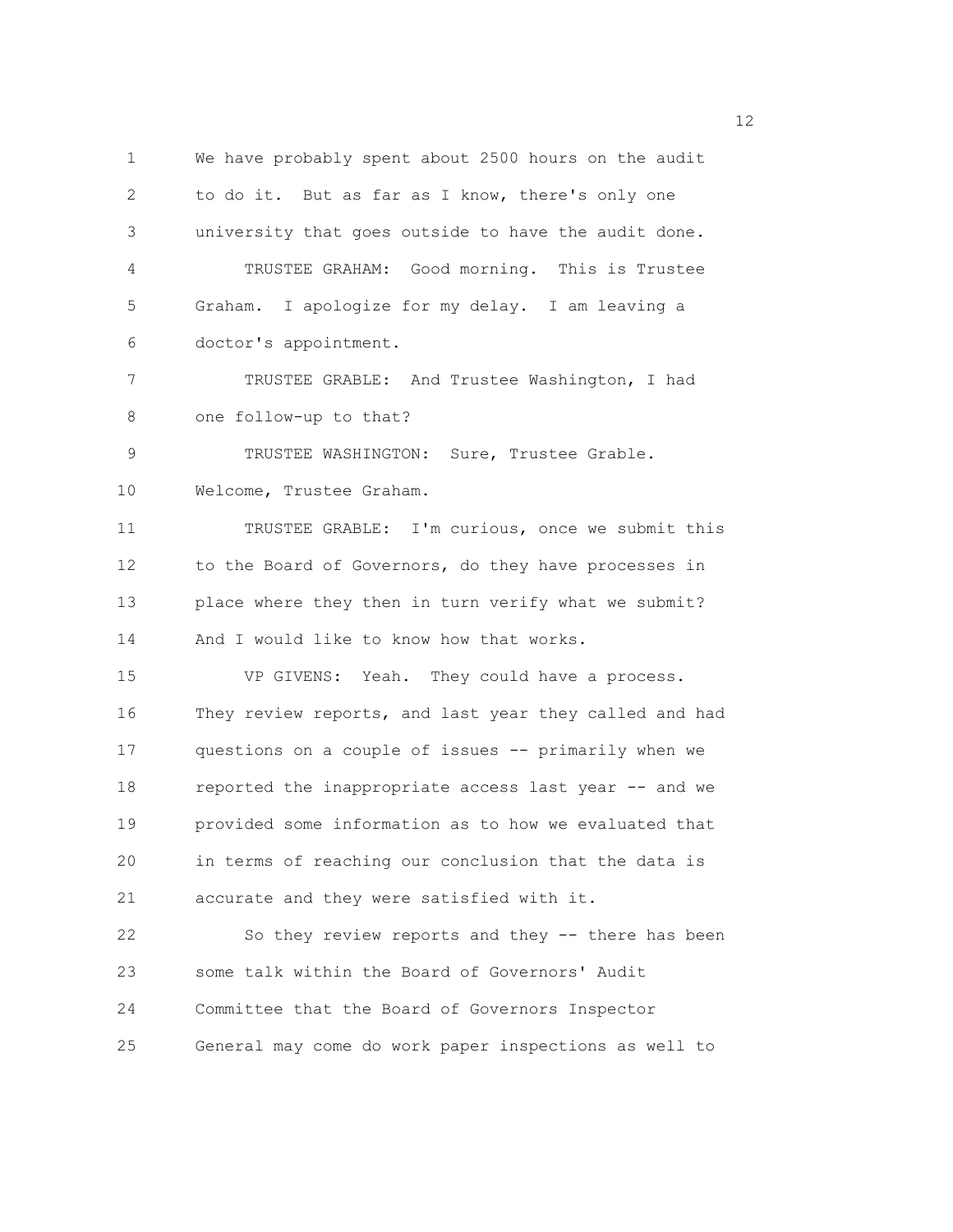We have probably spent about 2500 hours on the audit to do it. But as far as I know, there's only one university that goes outside to have the audit done.

TRUSTEE GRAHAM: Good morning. This is Trustee Graham. I apologize for my delay. I am leaving a doctor's appointment.

TRUSTEE GRABLE: And Trustee Washington, I had one follow-up to that?

TRUSTEE WASHINGTON: Sure, Trustee Grable. Welcome, Trustee Graham.

TRUSTEE GRABLE: I'm curious, once we submit this to the Board of Governors, do they have processes in place where they then in turn verify what we submit? And I would like to know how that works.

VP GIVENS: Yeah. They could have a process. They review reports, and last year they called and had questions on a couple of issues -- primarily when we reported the inappropriate access last year -- and we provided some information as to how we evaluated that in terms of reaching our conclusion that the data is accurate and they were satisfied with it.

So they review reports and they -- there has been some talk within the Board of Governors' Audit Committee that the Board of Governors Inspector General may come do work paper inspections as well to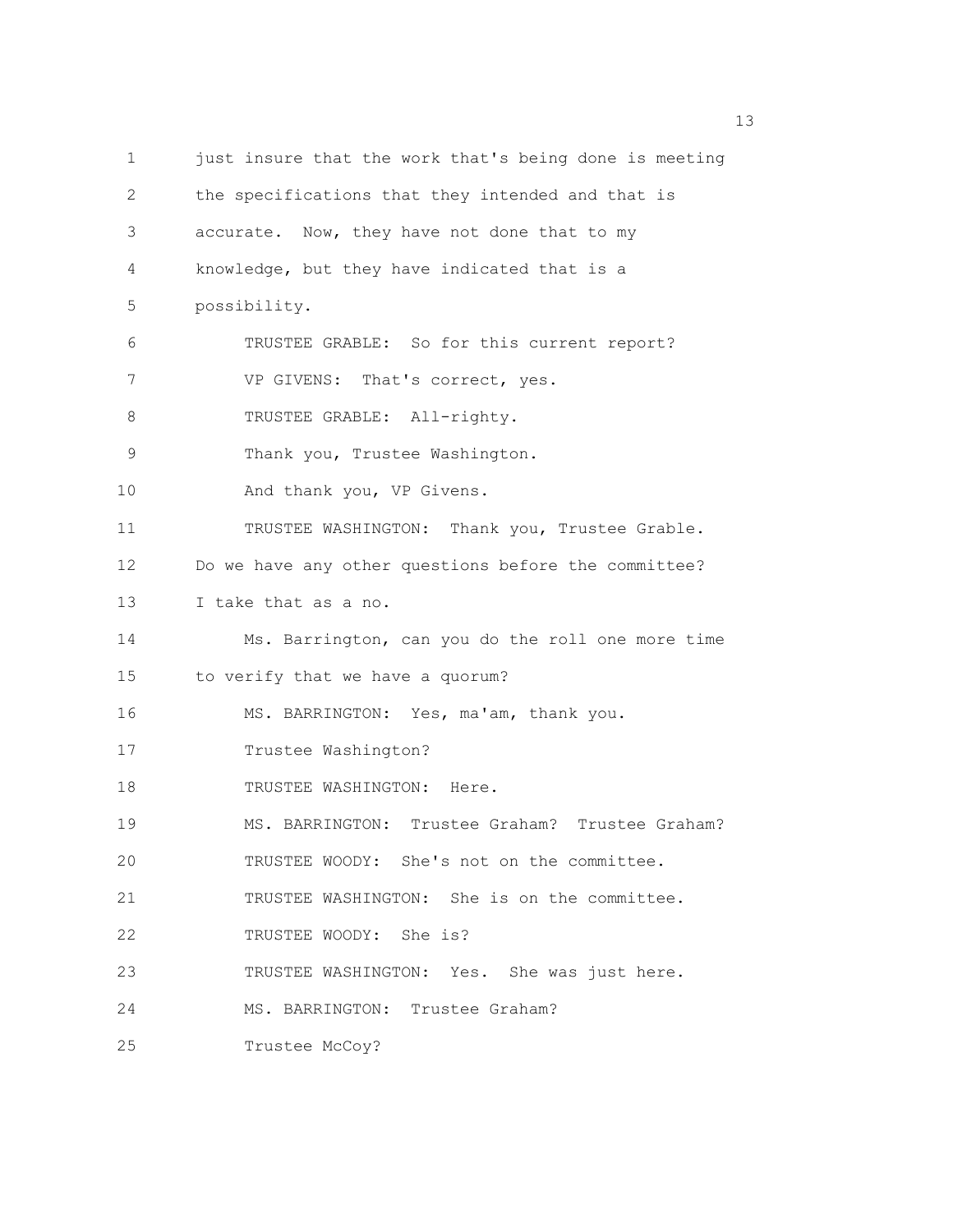just insure that the work that's being done is meeting the specifications that they intended and that is accurate. Now, they have not done that to my knowledge, but they have indicated that is a possibility.

TRUSTEE GRABLE: So for this current report?

VP GIVENS: That's correct, yes.

TRUSTEE GRABLE: All-righty.

Thank you, Trustee Washington.

And thank you, VP Givens.

TRUSTEE WASHINGTON: Thank you, Trustee Grable. Do we have any other questions before the committee? I take that as a no.

Ms. Barrington, can you do the roll one more time to verify that we have a quorum?

MS. BARRINGTON: Yes, ma'am, thank you.

Trustee Washington?

TRUSTEE WASHINGTON: Here.

MS. BARRINGTON: Trustee Graham? Trustee Graham?

TRUSTEE WOODY: She's not on the committee.

TRUSTEE WASHINGTON: She is on the committee.

TRUSTEE WOODY: She is?

TRUSTEE WASHINGTON: Yes. She was just here.

MS. BARRINGTON: Trustee Graham?

Trustee McCoy?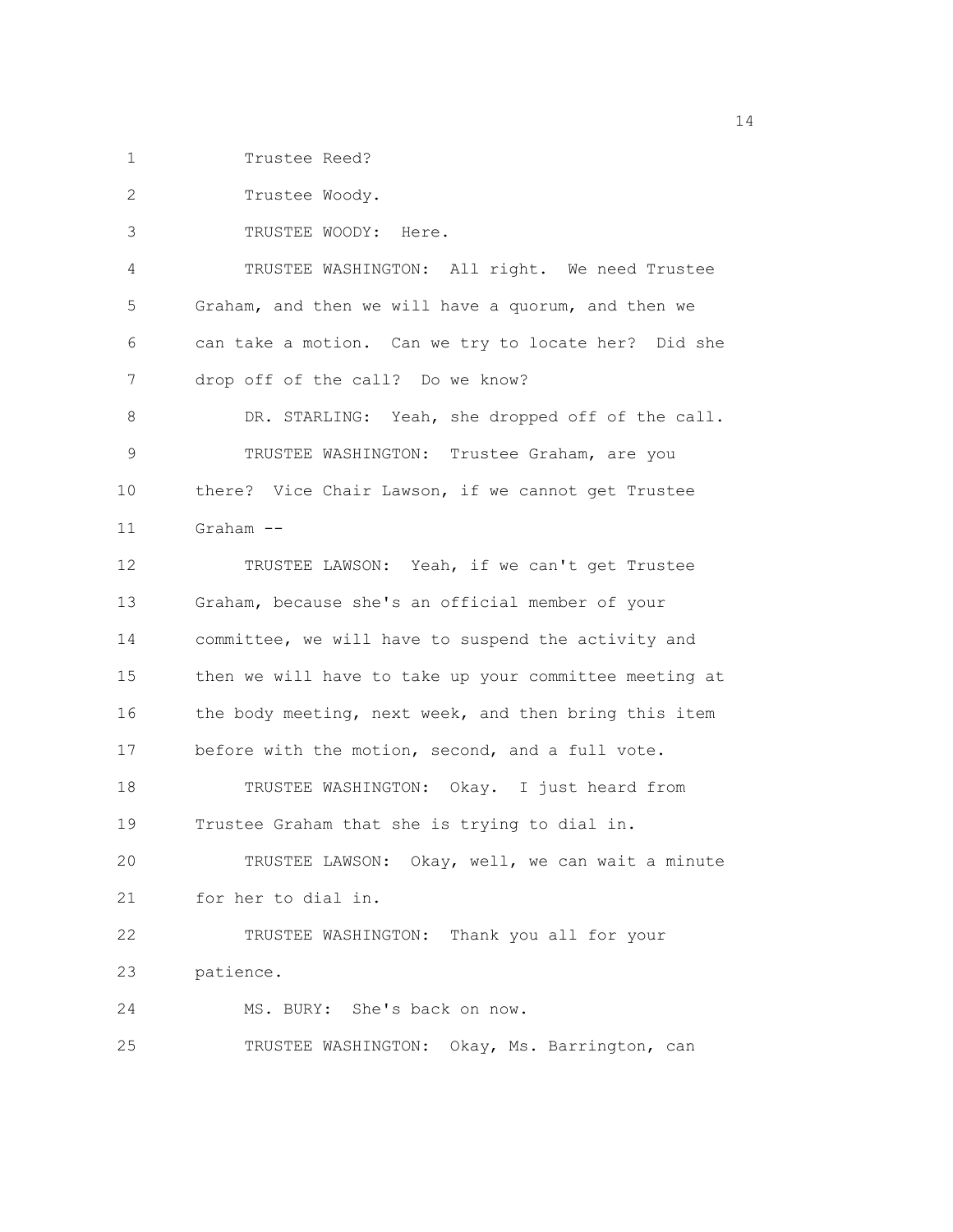Trustee Reed?

Trustee Woody.

TRUSTEE WOODY: Here.

TRUSTEE WASHINGTON: All right. We need Trustee Graham, and then we will have a quorum, and then we can take a motion. Can we try to locate her? Did she drop off of the call? Do we know?

DR. STARLING: Yeah, she dropped off of the call.

TRUSTEE WASHINGTON: Trustee Graham, are you there? Vice Chair Lawson, if we cannot get Trustee Graham --

TRUSTEE LAWSON: Yeah, if we can't get Trustee Graham, because she's an official member of your committee, we will have to suspend the activity and then we will have to take up your committee meeting at the body meeting, next week, and then bring this item before with the motion, second, and a full vote.

TRUSTEE WASHINGTON: Okay. I just heard from Trustee Graham that she is trying to dial in.

TRUSTEE LAWSON: Okay, well, we can wait a minute for her to dial in.

TRUSTEE WASHINGTON: Thank you all for your patience.

MS. BURY: She's back on now.

TRUSTEE WASHINGTON: Okay, Ms. Barrington, can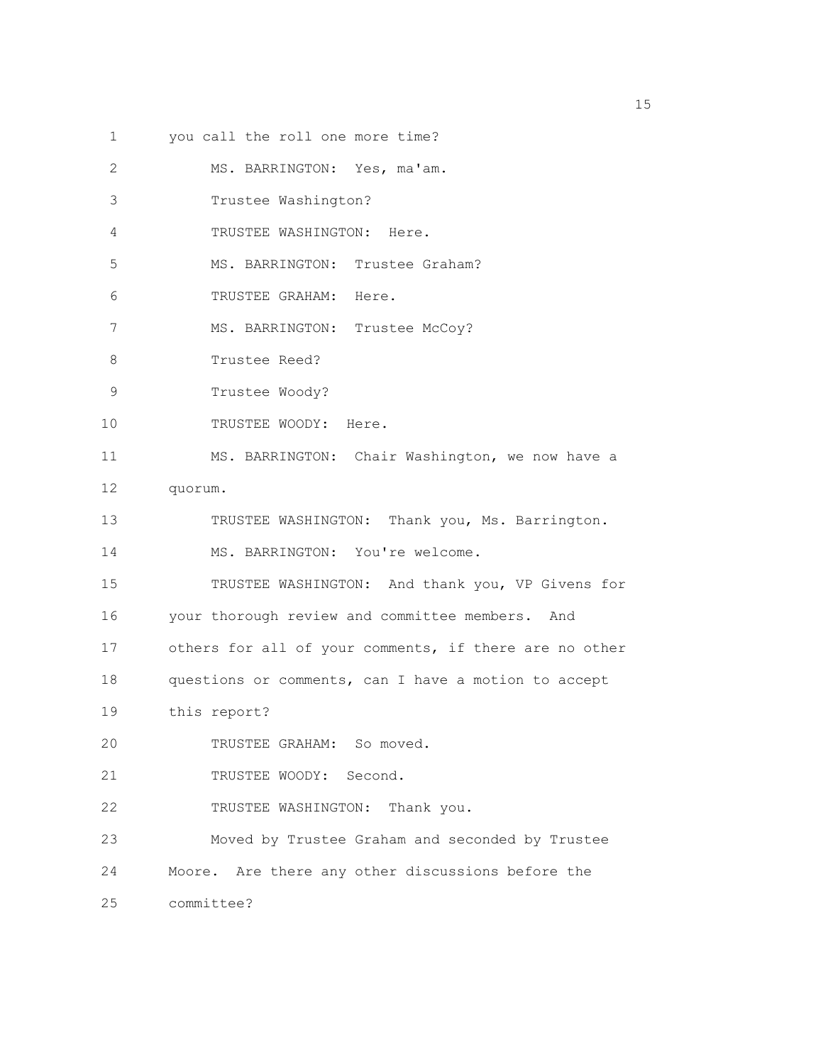you call the roll one more time?

MS. BARRINGTON: Yes, ma'am.

Trustee Washington?

TRUSTEE WASHINGTON: Here.

MS. BARRINGTON: Trustee Graham?

TRUSTEE GRAHAM: Here.

MS. BARRINGTON: Trustee McCoy?

Trustee Reed?

Trustee Woody?

TRUSTEE WOODY: Here.

MS. BARRINGTON: Chair Washington, we now have a quorum.

TRUSTEE WASHINGTON: Thank you, Ms. Barrington.

MS. BARRINGTON: You're welcome.

TRUSTEE WASHINGTON: And thank you, VP Givens for your thorough review and committee members. And others for all of your comments, if there are no other questions or comments, can I have a motion to accept this report?

TRUSTEE GRAHAM: So moved.

TRUSTEE WOODY: Second.

TRUSTEE WASHINGTON: Thank you.

Moved by Trustee Graham and seconded by Trustee Moore. Are there any other discussions before the committee?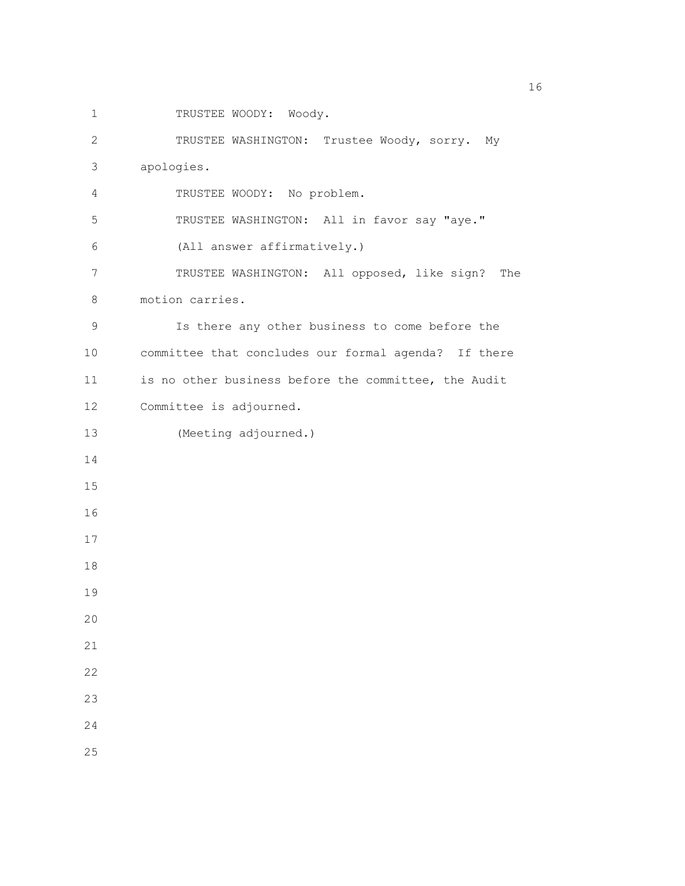TRUSTEE WOODY: Woody.

TRUSTEE WASHINGTON: Trustee Woody, sorry. My apologies.

TRUSTEE WOODY: No problem.

TRUSTEE WASHINGTON: All in favor say "aye."

(All answer affirmatively.)

TRUSTEE WASHINGTON: All opposed, like sign? The motion carries.

Is there any other business to come before the committee that concludes our formal agenda? If there is no other business before the committee, the Audit Committee is adjourned.

(Meeting adjourned.)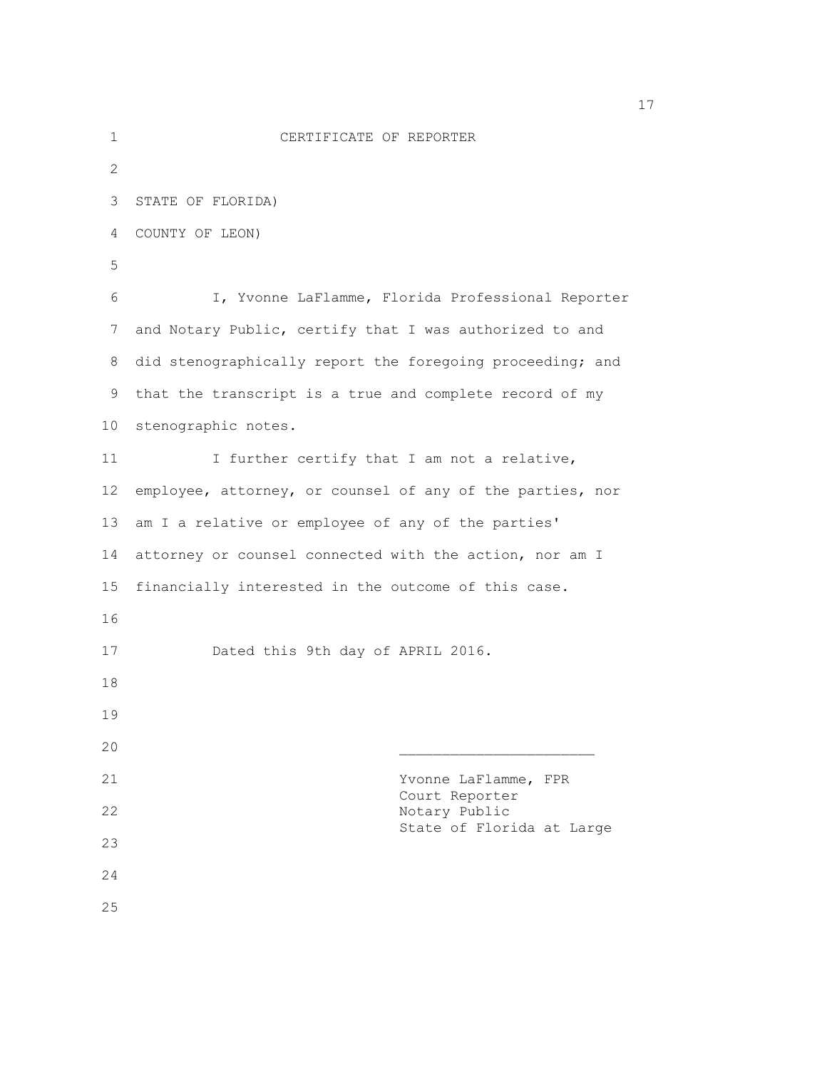# CERTIFICATE OF REPORTER

STATE OF FLORIDA)

COUNTY OF LEON)

I, Yvonne LaFlamme, Florida Professional Reporter and Notary Public, certify that I was authorized to and did stenographically report the foregoing proceeding; and that the transcript is a true and complete record of my stenographic notes.

I further certify that I am not a relative, employee, attorney, or counsel of any of the parties, nor am I a relative or employee of any of the parties' attorney or counsel connected with the action, nor am I financially interested in the outcome of this case.

Dated this 9th day of APRIL 2016.

______________________

Yvonne LaFlamme, FPR
Court Reporter
Notary Public
State of Florida at Large